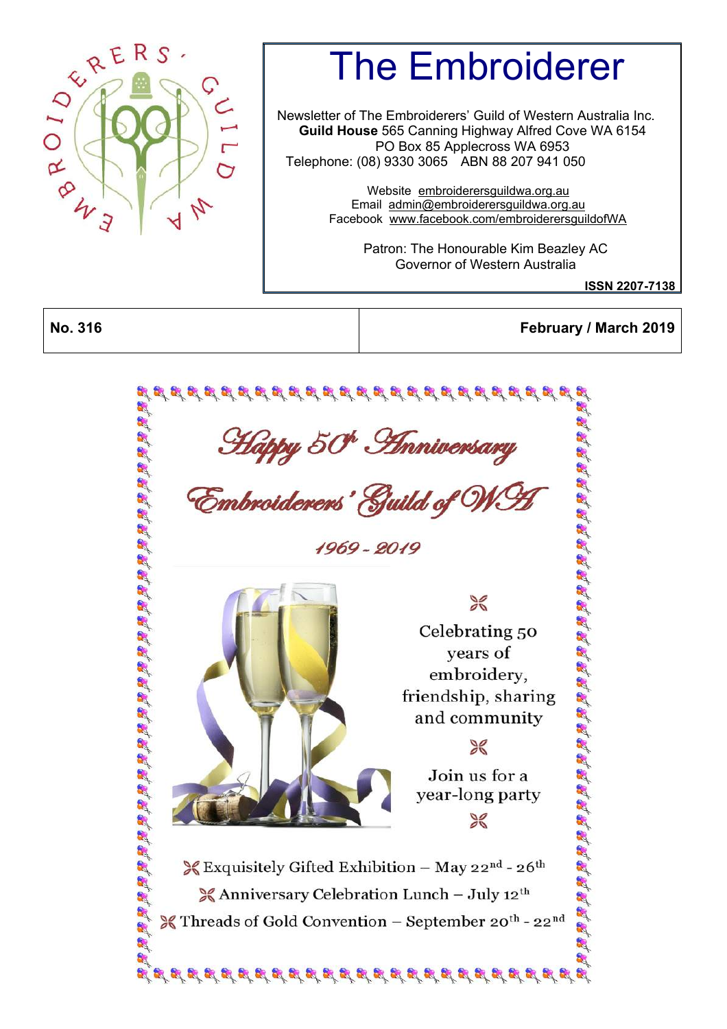# The Embroiderer

Newsletter of The Embroiderers' Guild of Western Australia Inc.
**Guild House** 565 Canning Highway Alfred Cove WA 6154
PO Box 85 Applecross WA 6953
Telephone: (08) 9330 3065 ABN 88 207 941 050

Website embroiderersguildwa.org.au
Email admin@embroiderersguildwa.org.au
Facebook www.facebook.com/embroiderersguildofWA

Patron: The Honourable Kim Beazley AC
Governor of Western Australia

**ISSN 2207-7138**

| **No. 316** | **February / March 2019** |
|---|---|

## *Happy 50th Anniversary*

## *Embroiderers' Guild of WA*

*1969 - 2019*

Celebrating 50 years of embroidery, friendship, sharing and community

Join us for a year-long party

- Exquisitely Gifted Exhibition – May 22nd - 26th
- Anniversary Celebration Lunch – July 12th
- Threads of Gold Convention – September 20th - 22nd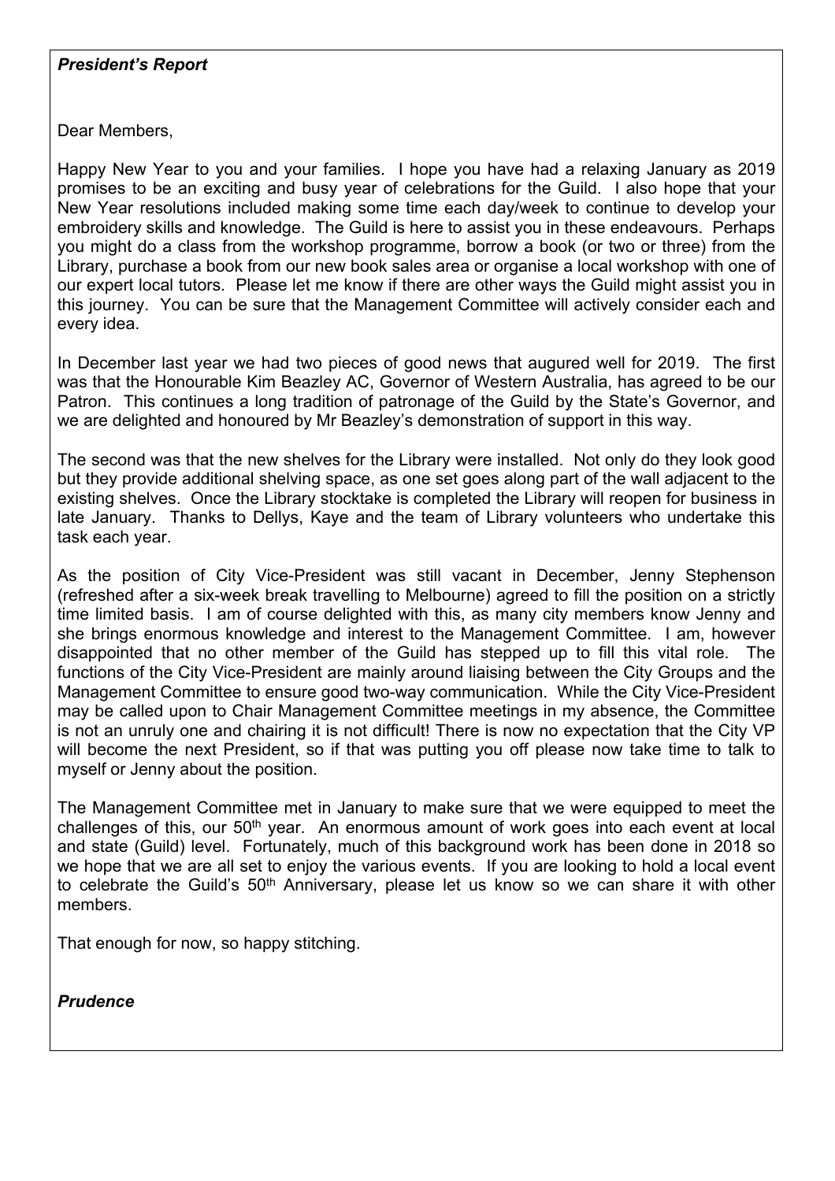***President's Report***

Dear Members,

Happy New Year to you and your families. I hope you have had a relaxing January as 2019 promises to be an exciting and busy year of celebrations for the Guild. I also hope that your New Year resolutions included making some time each day/week to continue to develop your embroidery skills and knowledge. The Guild is here to assist you in these endeavours. Perhaps you might do a class from the workshop programme, borrow a book (or two or three) from the Library, purchase a book from our new book sales area or organise a local workshop with one of our expert local tutors. Please let me know if there are other ways the Guild might assist you in this journey. You can be sure that the Management Committee will actively consider each and every idea.

In December last year we had two pieces of good news that augured well for 2019. The first was that the Honourable Kim Beazley AC, Governor of Western Australia, has agreed to be our Patron. This continues a long tradition of patronage of the Guild by the State's Governor, and we are delighted and honoured by Mr Beazley's demonstration of support in this way.

The second was that the new shelves for the Library were installed. Not only do they look good but they provide additional shelving space, as one set goes along part of the wall adjacent to the existing shelves. Once the Library stocktake is completed the Library will reopen for business in late January. Thanks to Dellys, Kaye and the team of Library volunteers who undertake this task each year.

As the position of City Vice-President was still vacant in December, Jenny Stephenson (refreshed after a six-week break travelling to Melbourne) agreed to fill the position on a strictly time limited basis. I am of course delighted with this, as many city members know Jenny and she brings enormous knowledge and interest to the Management Committee. I am, however disappointed that no other member of the Guild has stepped up to fill this vital role. The functions of the City Vice-President are mainly around liaising between the City Groups and the Management Committee to ensure good two-way communication. While the City Vice-President may be called upon to Chair Management Committee meetings in my absence, the Committee is not an unruly one and chairing it is not difficult! There is now no expectation that the City VP will become the next President, so if that was putting you off please now take time to talk to myself or Jenny about the position.

The Management Committee met in January to make sure that we were equipped to meet the challenges of this, our 50th year. An enormous amount of work goes into each event at local and state (Guild) level. Fortunately, much of this background work has been done in 2018 so we hope that we are all set to enjoy the various events. If you are looking to hold a local event to celebrate the Guild's 50th Anniversary, please let us know so we can share it with other members.

That enough for now, so happy stitching.

***Prudence***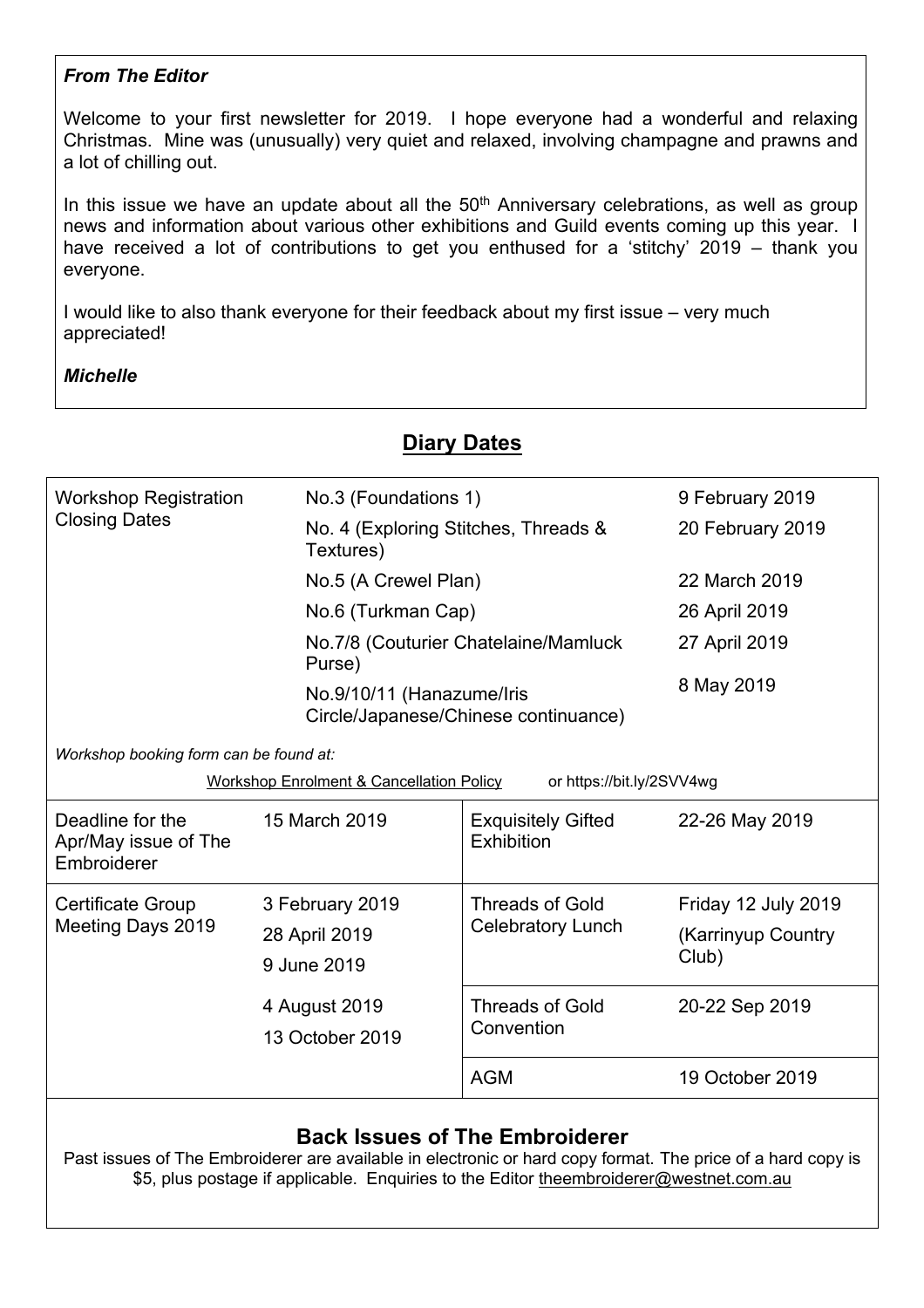***From The Editor***

Welcome to your first newsletter for 2019. I hope everyone had a wonderful and relaxing Christmas. Mine was (unusually) very quiet and relaxed, involving champagne and prawns and a lot of chilling out.

In this issue we have an update about all the 50th Anniversary celebrations, as well as group news and information about various other exhibitions and Guild events coming up this year. I have received a lot of contributions to get you enthused for a 'stitchy' 2019 – thank you everyone.

I would like to also thank everyone for their feedback about my first issue – very much appreciated!

***Michelle***

## Diary Dates

| Workshop Registration Closing Dates | No.3 (Foundations 1) | 9 February 2019 |
|---|---|---|
| | No. 4 (Exploring Stitches, Threads & Textures) | 20 February 2019 |
| | No.5 (A Crewel Plan) | 22 March 2019 |
| | No.6 (Turkman Cap) | 26 April 2019 |
| | No.7/8 (Couturier Chatelaine/Mamluck Purse) | 27 April 2019 |
| | No.9/10/11 (Hanazume/Iris Circle/Japanese/Chinese continuance) | 8 May 2019 |

*Workshop booking form can be found at:*

Workshop Enrolment & Cancellation Policy or https://bit.ly/2SVV4wg

| | | | |
|---|---|---|---|
| Deadline for the Apr/May issue of The Embroiderer | 15 March 2019 | Exquisitely Gifted Exhibition | 22-26 May 2019 |
| Certificate Group Meeting Days 2019 | 3 February 2019<br>28 April 2019<br>9 June 2019 | Threads of Gold Celebratory Lunch | Friday 12 July 2019<br>(Karrinyup Country Club) |
| | 4 August 2019<br>13 October 2019 | Threads of Gold Convention | 20-22 Sep 2019 |
| | | AGM | 19 October 2019 |

### Back Issues of The Embroiderer

Past issues of The Embroiderer are available in electronic or hard copy format. The price of a hard copy is $5, plus postage if applicable. Enquiries to the Editor theembroiderer@westnet.com.au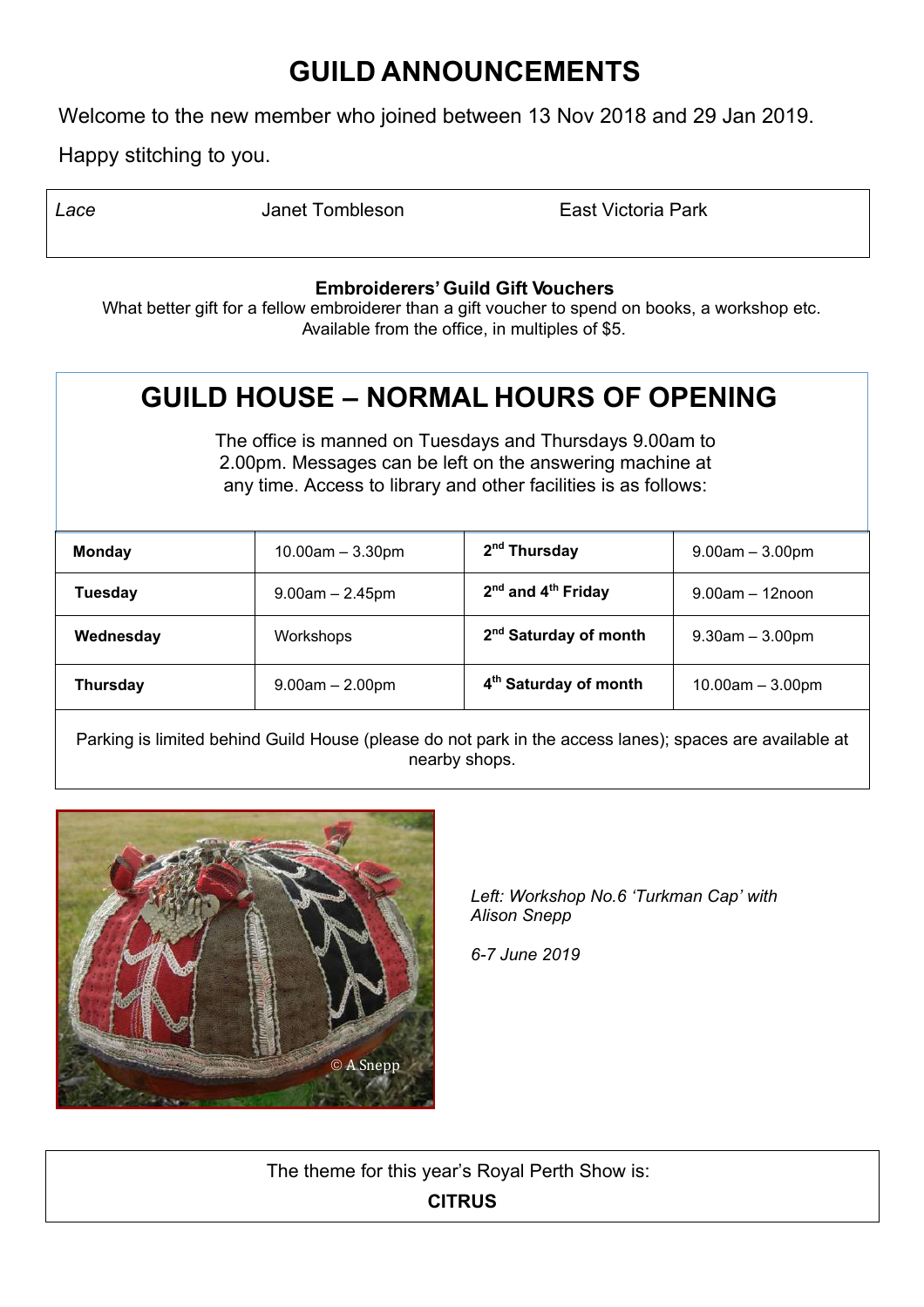# GUILD ANNOUNCEMENTS

Welcome to the new member who joined between 13 Nov 2018 and 29 Jan 2019.

Happy stitching to you.

| *Lace* | Janet Tombleson | East Victoria Park |
|---|---|---|

**Embroiderers' Guild Gift Vouchers**

What better gift for a fellow embroiderer than a gift voucher to spend on books, a workshop etc. Available from the office, in multiples of $5.

## GUILD HOUSE – NORMAL HOURS OF OPENING

The office is manned on Tuesdays and Thursdays 9.00am to 2.00pm. Messages can be left on the answering machine at any time. Access to library and other facilities is as follows:

| **Monday** | 10.00am – 3.30pm | **2nd Thursday** | 9.00am – 3.00pm |
|---|---|---|---|
| **Tuesday** | 9.00am – 2.45pm | **2nd and 4th Friday** | 9.00am – 12noon |
| **Wednesday** | Workshops | **2nd Saturday of month** | 9.30am – 3.00pm |
| **Thursday** | 9.00am – 2.00pm | **4th Saturday of month** | 10.00am – 3.00pm |

Parking is limited behind Guild House (please do not park in the access lanes); spaces are available at nearby shops.

*Left: Workshop No.6 'Turkman Cap' with Alison Snepp*

*6-7 June 2019*

The theme for this year's Royal Perth Show is:

**CITRUS**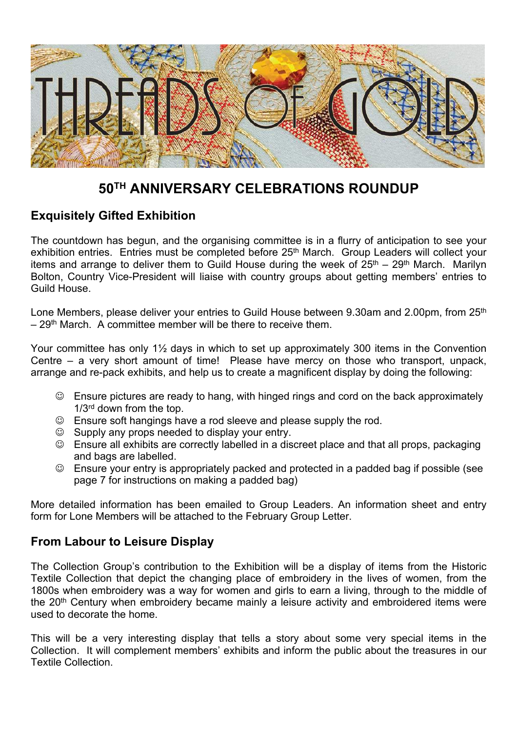# THREADS OF GOLD

## 50TH ANNIVERSARY CELEBRATIONS ROUNDUP

### Exquisitely Gifted Exhibition

The countdown has begun, and the organising committee is in a flurry of anticipation to see your exhibition entries. Entries must be completed before 25th March. Group Leaders will collect your items and arrange to deliver them to Guild House during the week of 25th – 29th March. Marilyn Bolton, Country Vice-President will liaise with country groups about getting members' entries to Guild House.

Lone Members, please deliver your entries to Guild House between 9.30am and 2.00pm, from 25th – 29th March. A committee member will be there to receive them.

Your committee has only 1½ days in which to set up approximately 300 items in the Convention Centre – a very short amount of time! Please have mercy on those who transport, unpack, arrange and re-pack exhibits, and help us to create a magnificent display by doing the following:

- ☺ Ensure pictures are ready to hang, with hinged rings and cord on the back approximately 1/3rd down from the top.
- ☺ Ensure soft hangings have a rod sleeve and please supply the rod.
- ☺ Supply any props needed to display your entry.
- ☺ Ensure all exhibits are correctly labelled in a discreet place and that all props, packaging and bags are labelled.
- ☺ Ensure your entry is appropriately packed and protected in a padded bag if possible (see page 7 for instructions on making a padded bag)

More detailed information has been emailed to Group Leaders. An information sheet and entry form for Lone Members will be attached to the February Group Letter.

### From Labour to Leisure Display

The Collection Group's contribution to the Exhibition will be a display of items from the Historic Textile Collection that depict the changing place of embroidery in the lives of women, from the 1800s when embroidery was a way for women and girls to earn a living, through to the middle of the 20th Century when embroidery became mainly a leisure activity and embroidered items were used to decorate the home.

This will be a very interesting display that tells a story about some very special items in the Collection. It will complement members' exhibits and inform the public about the treasures in our Textile Collection.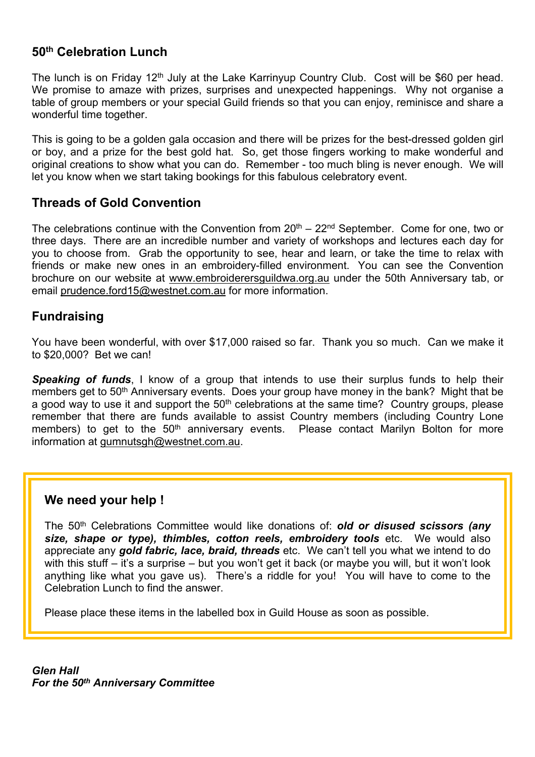## 50th Celebration Lunch

The lunch is on Friday 12th July at the Lake Karrinyup Country Club. Cost will be $60 per head. We promise to amaze with prizes, surprises and unexpected happenings. Why not organise a table of group members or your special Guild friends so that you can enjoy, reminisce and share a wonderful time together.

This is going to be a golden gala occasion and there will be prizes for the best-dressed golden girl or boy, and a prize for the best gold hat. So, get those fingers working to make wonderful and original creations to show what you can do. Remember - too much bling is never enough. We will let you know when we start taking bookings for this fabulous celebratory event.

## Threads of Gold Convention

The celebrations continue with the Convention from 20th – 22nd September. Come for one, two or three days. There are an incredible number and variety of workshops and lectures each day for you to choose from. Grab the opportunity to see, hear and learn, or take the time to relax with friends or make new ones in an embroidery-filled environment. You can see the Convention brochure on our website at www.embroiderersguildwa.org.au under the 50th Anniversary tab, or email prudence.ford15@westnet.com.au for more information.

## Fundraising

You have been wonderful, with over $17,000 raised so far. Thank you so much. Can we make it to $20,000? Bet we can!

***Speaking of funds***, I know of a group that intends to use their surplus funds to help their members get to 50th Anniversary events. Does your group have money in the bank? Might that be a good way to use it and support the 50th celebrations at the same time? Country groups, please remember that there are funds available to assist Country members (including Country Lone members) to get to the 50th anniversary events. Please contact Marilyn Bolton for more information at gumnutsgh@westnet.com.au.

### We need your help !

The 50th Celebrations Committee would like donations of: ***old or disused scissors (any size, shape or type), thimbles, cotton reels, embroidery tools*** etc. We would also appreciate any ***gold fabric, lace, braid, threads*** etc. We can't tell you what we intend to do with this stuff – it's a surprise – but you won't get it back (or maybe you will, but it won't look anything like what you gave us). There's a riddle for you! You will have to come to the Celebration Lunch to find the answer.

Please place these items in the labelled box in Guild House as soon as possible.

***Glen Hall***
***For the 50th Anniversary Committee***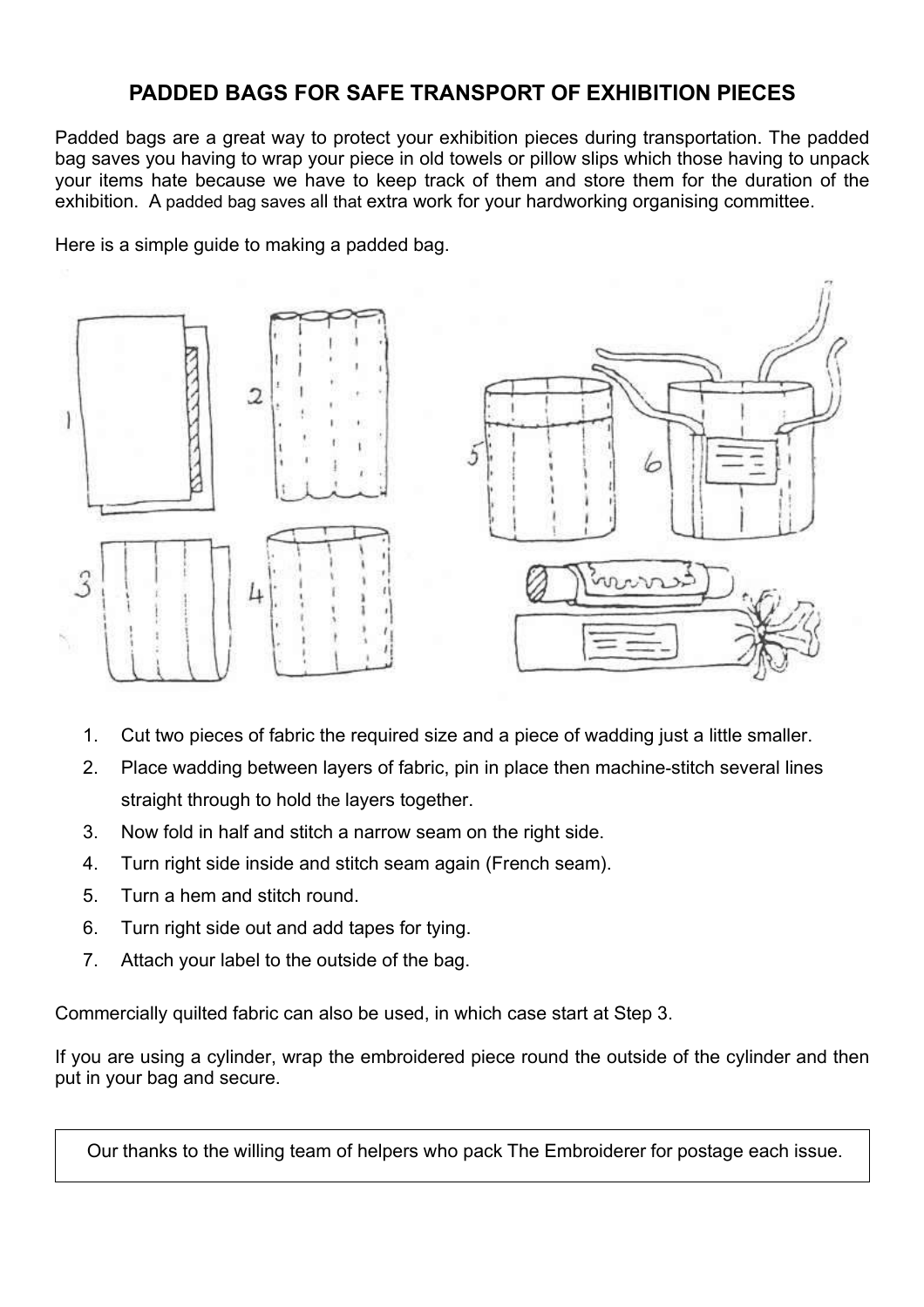# PADDED BAGS FOR SAFE TRANSPORT OF EXHIBITION PIECES

Padded bags are a great way to protect your exhibition pieces during transportation. The padded bag saves you having to wrap your piece in old towels or pillow slips which those having to unpack your items hate because we have to keep track of them and store them for the duration of the exhibition. A padded bag saves all that extra work for your hardworking organising committee.

Here is a simple guide to making a padded bag.

1. Cut two pieces of fabric the required size and a piece of wadding just a little smaller.
2. Place wadding between layers of fabric, pin in place then machine-stitch several lines straight through to hold the layers together.
3. Now fold in half and stitch a narrow seam on the right side.
4. Turn right side inside and stitch seam again (French seam).
5. Turn a hem and stitch round.
6. Turn right side out and add tapes for tying.
7. Attach your label to the outside of the bag.

Commercially quilted fabric can also be used, in which case start at Step 3.

If you are using a cylinder, wrap the embroidered piece round the outside of the cylinder and then put in your bag and secure.

Our thanks to the willing team of helpers who pack The Embroiderer for postage each issue.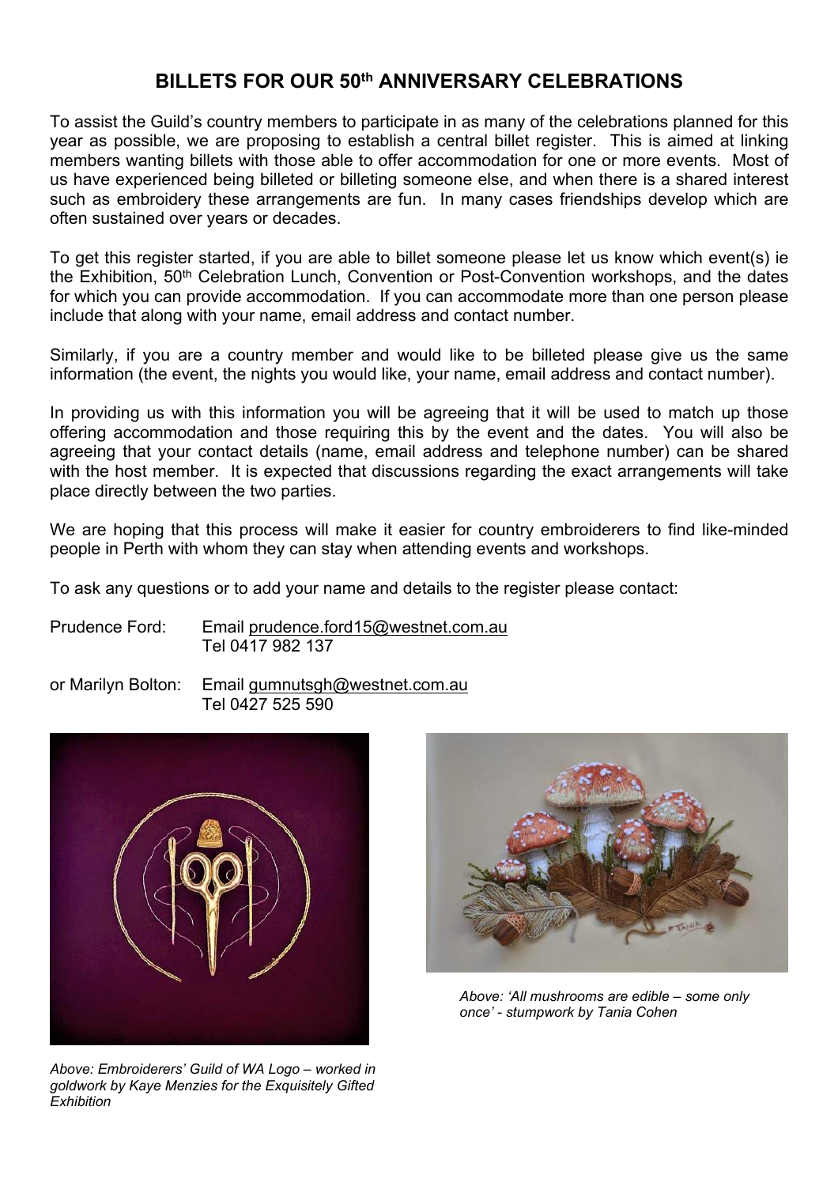## BILLETS FOR OUR 50th ANNIVERSARY CELEBRATIONS

To assist the Guild's country members to participate in as many of the celebrations planned for this year as possible, we are proposing to establish a central billet register. This is aimed at linking members wanting billets with those able to offer accommodation for one or more events. Most of us have experienced being billeted or billeting someone else, and when there is a shared interest such as embroidery these arrangements are fun. In many cases friendships develop which are often sustained over years or decades.

To get this register started, if you are able to billet someone please let us know which event(s) ie the Exhibition, 50th Celebration Lunch, Convention or Post-Convention workshops, and the dates for which you can provide accommodation. If you can accommodate more than one person please include that along with your name, email address and contact number.

Similarly, if you are a country member and would like to be billeted please give us the same information (the event, the nights you would like, your name, email address and contact number).

In providing us with this information you will be agreeing that it will be used to match up those offering accommodation and those requiring this by the event and the dates. You will also be agreeing that your contact details (name, email address and telephone number) can be shared with the host member. It is expected that discussions regarding the exact arrangements will take place directly between the two parties.

We are hoping that this process will make it easier for country embroiderers to find like-minded people in Perth with whom they can stay when attending events and workshops.

To ask any questions or to add your name and details to the register please contact:

Prudence Ford: Email prudence.ford15@westnet.com.au
Tel 0417 982 137

or Marilyn Bolton: Email gumnutsgh@westnet.com.au
Tel 0427 525 590

*Above: Embroiderers' Guild of WA Logo – worked in goldwork by Kaye Menzies for the Exquisitely Gifted Exhibition*

*Above: 'All mushrooms are edible – some only once' - stumpwork by Tania Cohen*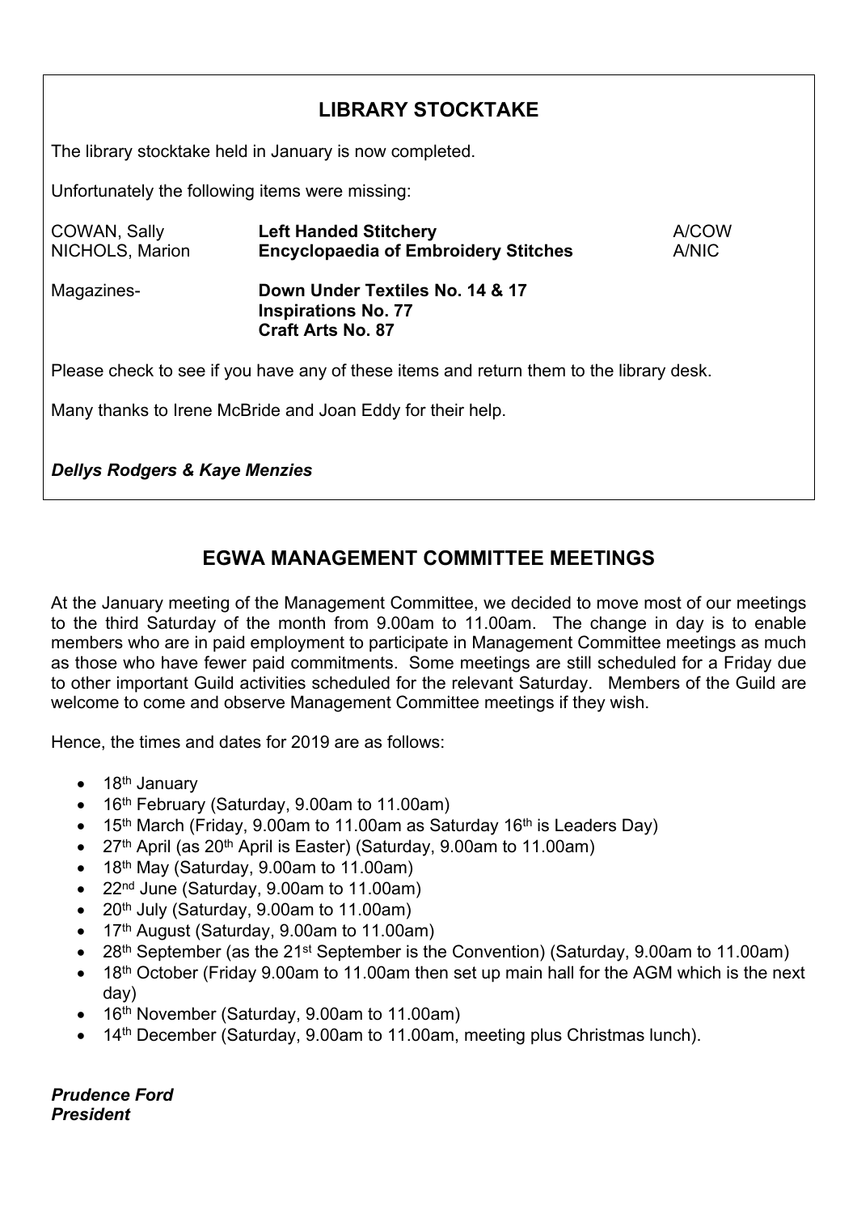## LIBRARY STOCKTAKE

The library stocktake held in January is now completed.

Unfortunately the following items were missing:

| | | |
|---|---|---|
| COWAN, Sally | **Left Handed Stitchery** | A/COW |
| NICHOLS, Marion | **Encyclopaedia of Embroidery Stitches** | A/NIC |
| Magazines- | **Down Under Textiles No. 14 & 17**<br>**Inspirations No. 77**<br>**Craft Arts No. 87** | |

Please check to see if you have any of these items and return them to the library desk.

Many thanks to Irene McBride and Joan Eddy for their help.

***Dellys Rodgers & Kaye Menzies***

## EGWA MANAGEMENT COMMITTEE MEETINGS

At the January meeting of the Management Committee, we decided to move most of our meetings to the third Saturday of the month from 9.00am to 11.00am. The change in day is to enable members who are in paid employment to participate in Management Committee meetings as much as those who have fewer paid commitments. Some meetings are still scheduled for a Friday due to other important Guild activities scheduled for the relevant Saturday. Members of the Guild are welcome to come and observe Management Committee meetings if they wish.

Hence, the times and dates for 2019 are as follows:

- 18th January
- 16th February (Saturday, 9.00am to 11.00am)
- 15th March (Friday, 9.00am to 11.00am as Saturday 16th is Leaders Day)
- 27th April (as 20th April is Easter) (Saturday, 9.00am to 11.00am)
- 18th May (Saturday, 9.00am to 11.00am)
- 22nd June (Saturday, 9.00am to 11.00am)
- 20th July (Saturday, 9.00am to 11.00am)
- 17th August (Saturday, 9.00am to 11.00am)
- 28th September (as the 21st September is the Convention) (Saturday, 9.00am to 11.00am)
- 18th October (Friday 9.00am to 11.00am then set up main hall for the AGM which is the next day)
- 16th November (Saturday, 9.00am to 11.00am)
- 14th December (Saturday, 9.00am to 11.00am, meeting plus Christmas lunch).

***Prudence Ford***
***President***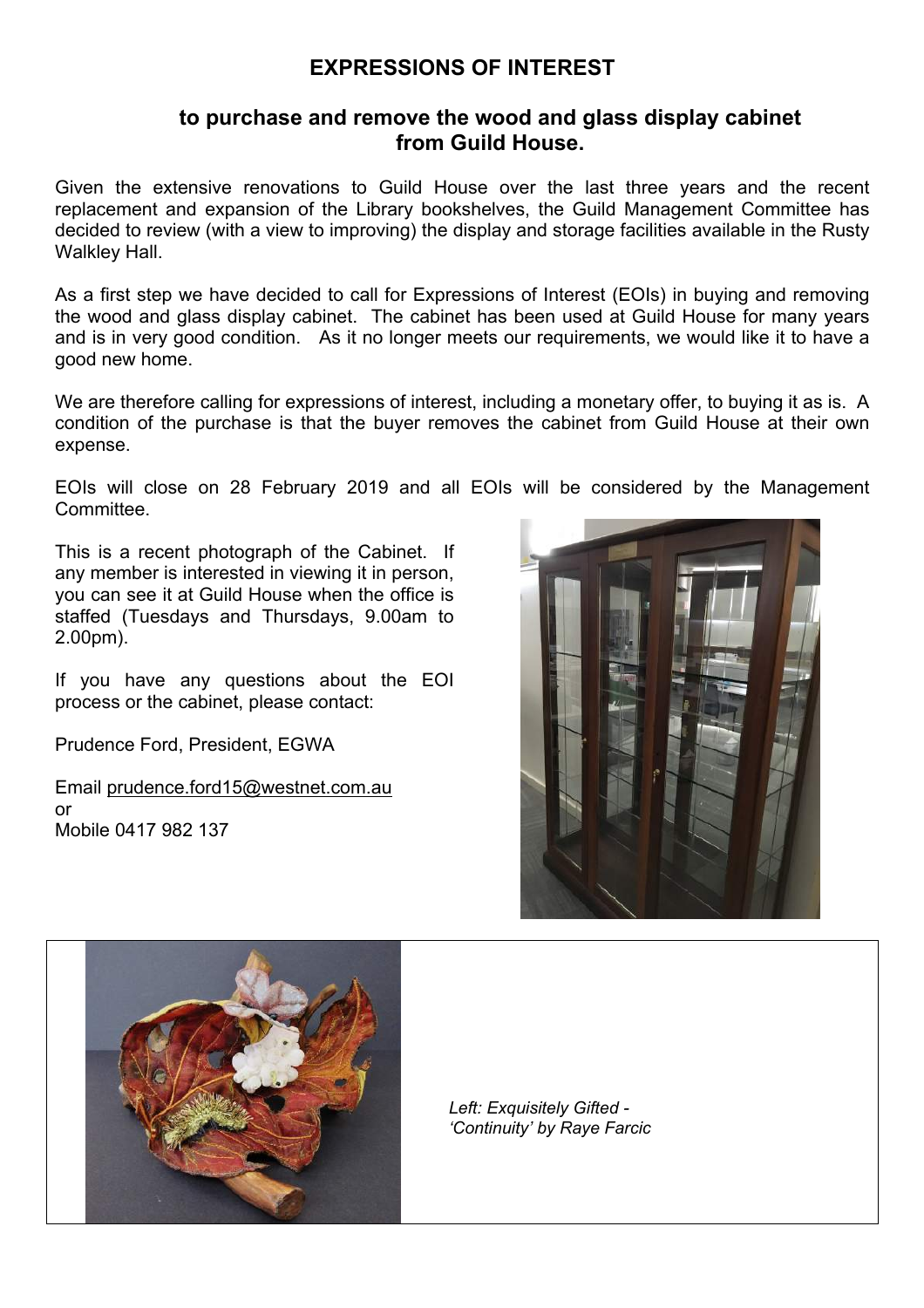# EXPRESSIONS OF INTEREST

## to purchase and remove the wood and glass display cabinet from Guild House.

Given the extensive renovations to Guild House over the last three years and the recent replacement and expansion of the Library bookshelves, the Guild Management Committee has decided to review (with a view to improving) the display and storage facilities available in the Rusty Walkley Hall.

As a first step we have decided to call for Expressions of Interest (EOIs) in buying and removing the wood and glass display cabinet. The cabinet has been used at Guild House for many years and is in very good condition. As it no longer meets our requirements, we would like it to have a good new home.

We are therefore calling for expressions of interest, including a monetary offer, to buying it as is. A condition of the purchase is that the buyer removes the cabinet from Guild House at their own expense.

EOIs will close on 28 February 2019 and all EOIs will be considered by the Management Committee.

This is a recent photograph of the Cabinet. If any member is interested in viewing it in person, you can see it at Guild House when the office is staffed (Tuesdays and Thursdays, 9.00am to 2.00pm).

If you have any questions about the EOI process or the cabinet, please contact:

Prudence Ford, President, EGWA

Email prudence.ford15@westnet.com.au
or
Mobile 0417 982 137

*Left: Exquisitely Gifted - 'Continuity' by Raye Farcic*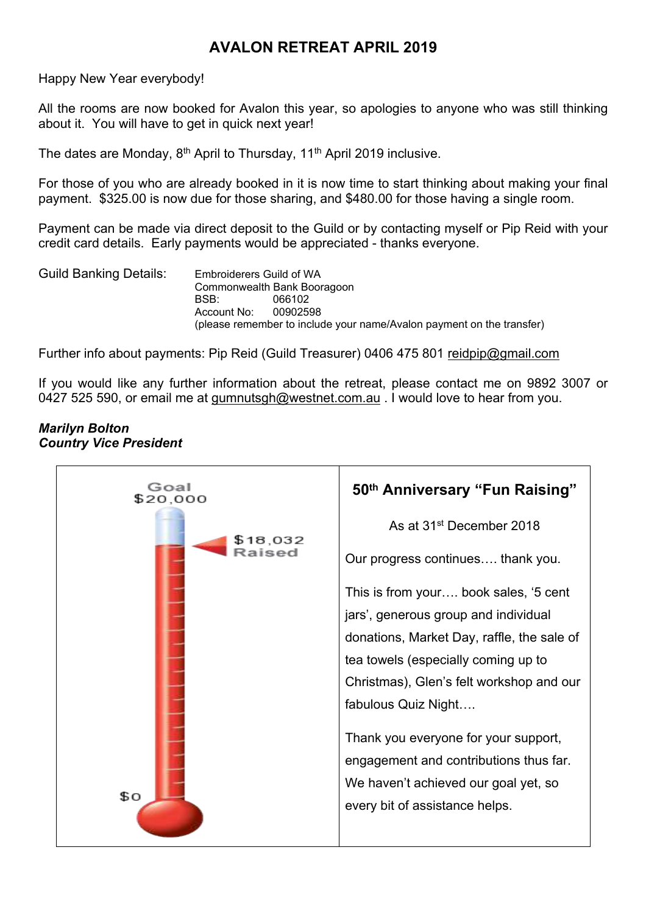# AVALON RETREAT APRIL 2019

Happy New Year everybody!

All the rooms are now booked for Avalon this year, so apologies to anyone who was still thinking about it. You will have to get in quick next year!

The dates are Monday, 8th April to Thursday, 11th April 2019 inclusive.

For those of you who are already booked in it is now time to start thinking about making your final payment. $325.00 is now due for those sharing, and $480.00 for those having a single room.

Payment can be made via direct deposit to the Guild or by contacting myself or Pip Reid with your credit card details. Early payments would be appreciated - thanks everyone.

Guild Banking Details:

Embroiderers Guild of WA
Commonwealth Bank Booragoon
BSB: 066102
Account No: 00902598
(please remember to include your name/Avalon payment on the transfer)

Further info about payments: Pip Reid (Guild Treasurer) 0406 475 801 reidpip@gmail.com

If you would like any further information about the retreat, please contact me on 9892 3007 or 0427 525 590, or email me at gumnutsgh@westnet.com.au . I would love to hear from you.

***Marilyn Bolton***
***Country Vice President***

Goal $20,000

$18,032 Raised

$0

## 50th Anniversary "Fun Raising"

As at 31st December 2018

Our progress continues…. thank you.

This is from your…. book sales, '5 cent jars', generous group and individual donations, Market Day, raffle, the sale of tea towels (especially coming up to Christmas), Glen's felt workshop and our fabulous Quiz Night….

Thank you everyone for your support, engagement and contributions thus far. We haven't achieved our goal yet, so every bit of assistance helps.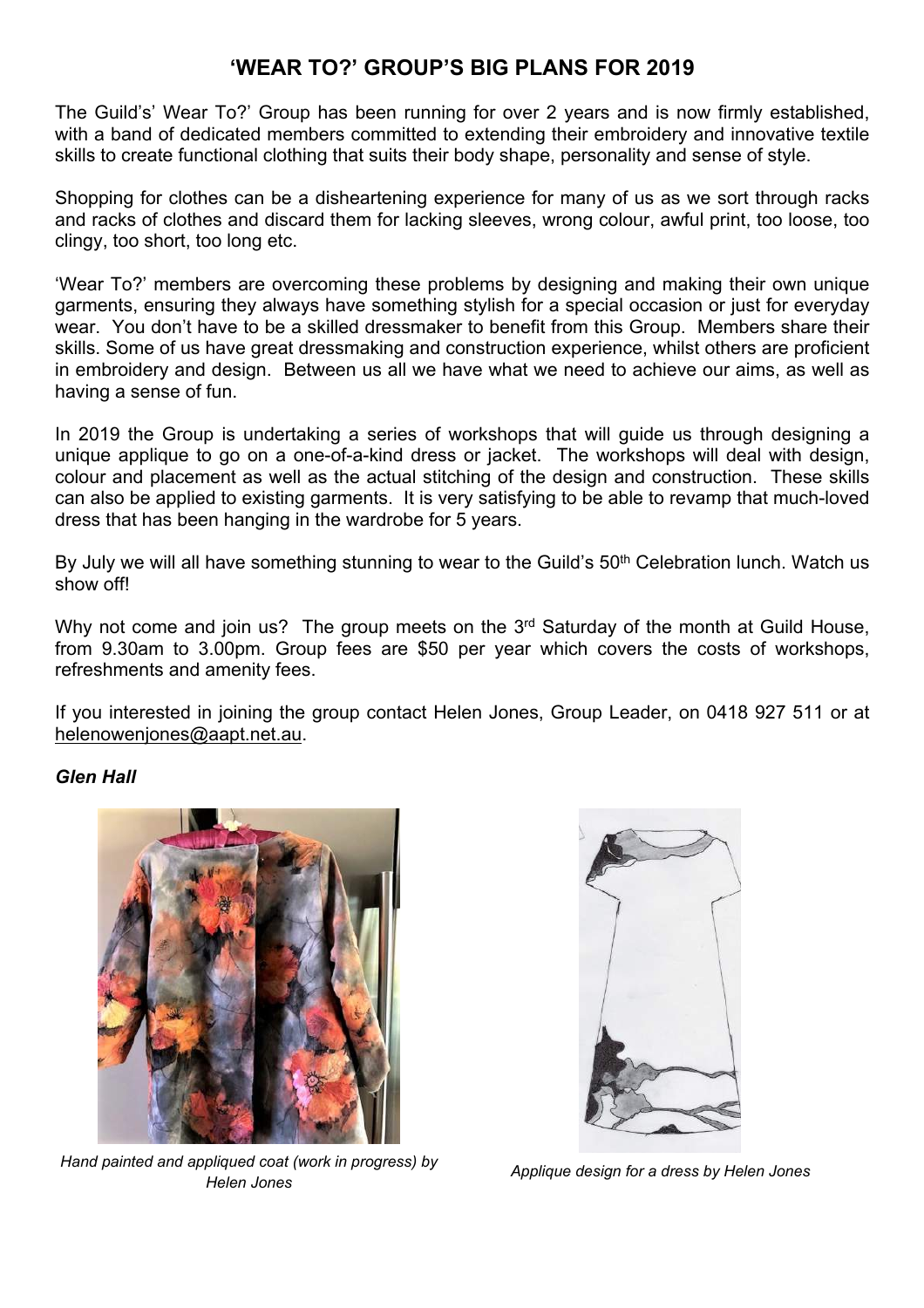# 'WEAR TO?' GROUP'S BIG PLANS FOR 2019

The Guild's' Wear To?' Group has been running for over 2 years and is now firmly established, with a band of dedicated members committed to extending their embroidery and innovative textile skills to create functional clothing that suits their body shape, personality and sense of style.

Shopping for clothes can be a disheartening experience for many of us as we sort through racks and racks of clothes and discard them for lacking sleeves, wrong colour, awful print, too loose, too clingy, too short, too long etc.

'Wear To?' members are overcoming these problems by designing and making their own unique garments, ensuring they always have something stylish for a special occasion or just for everyday wear. You don't have to be a skilled dressmaker to benefit from this Group. Members share their skills. Some of us have great dressmaking and construction experience, whilst others are proficient in embroidery and design. Between us all we have what we need to achieve our aims, as well as having a sense of fun.

In 2019 the Group is undertaking a series of workshops that will guide us through designing a unique applique to go on a one-of-a-kind dress or jacket. The workshops will deal with design, colour and placement as well as the actual stitching of the design and construction. These skills can also be applied to existing garments. It is very satisfying to be able to revamp that much-loved dress that has been hanging in the wardrobe for 5 years.

By July we will all have something stunning to wear to the Guild's 50th Celebration lunch. Watch us show off!

Why not come and join us? The group meets on the 3rd Saturday of the month at Guild House, from 9.30am to 3.00pm. Group fees are $50 per year which covers the costs of workshops, refreshments and amenity fees.

If you interested in joining the group contact Helen Jones, Group Leader, on 0418 927 511 or at helenowenjones@aapt.net.au.

***Glen Hall***

*Hand painted and appliqued coat (work in progress) by Helen Jones*

*Applique design for a dress by Helen Jones*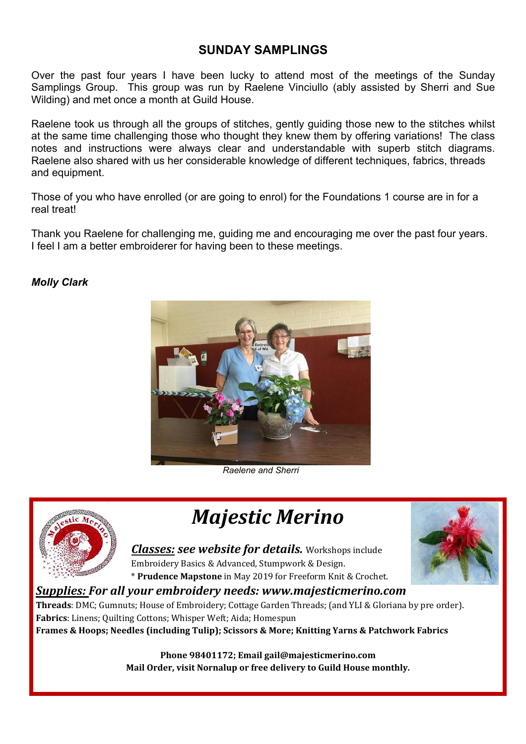## SUNDAY SAMPLINGS

Over the past four years I have been lucky to attend most of the meetings of the Sunday Samplings Group. This group was run by Raelene Vinciullo (ably assisted by Sherri and Sue Wilding) and met once a month at Guild House.

Raelene took us through all the groups of stitches, gently guiding those new to the stitches whilst at the same time challenging those who thought they knew them by offering variations! The class notes and instructions were always clear and understandable with superb stitch diagrams. Raelene also shared with us her considerable knowledge of different techniques, fabrics, threads and equipment.

Those of you who have enrolled (or are going to enrol) for the Foundations 1 course are in for a real treat!

Thank you Raelene for challenging me, guiding me and encouraging me over the past four years. I feel I am a better embroiderer for having been to these meetings.

***Molly Clark***

*Raelene and Sherri*

# *Majestic Merino*

***Classes:* *see website for details.*** Workshops include Embroidery Basics & Advanced, Stumpwork & Design.
* **Prudence Mapstone** in May 2019 for Freeform Knit & Crochet.

***Supplies:* For all your embroidery needs: www.majesticmerino.com**

**Threads**: DMC; Gumnuts; House of Embroidery; Cottage Garden Threads; (and YLI & Gloriana by pre order).
**Fabrics**: Linens; Quilting Cottons; Whisper Weft; Aida; Homespun
**Frames & Hoops; Needles (including Tulip); Scissors & More; Knitting Yarns & Patchwork Fabrics**

**Phone 98401172; Email gail@majesticmerino.com**
**Mail Order, visit Nornalup or free delivery to Guild House monthly.**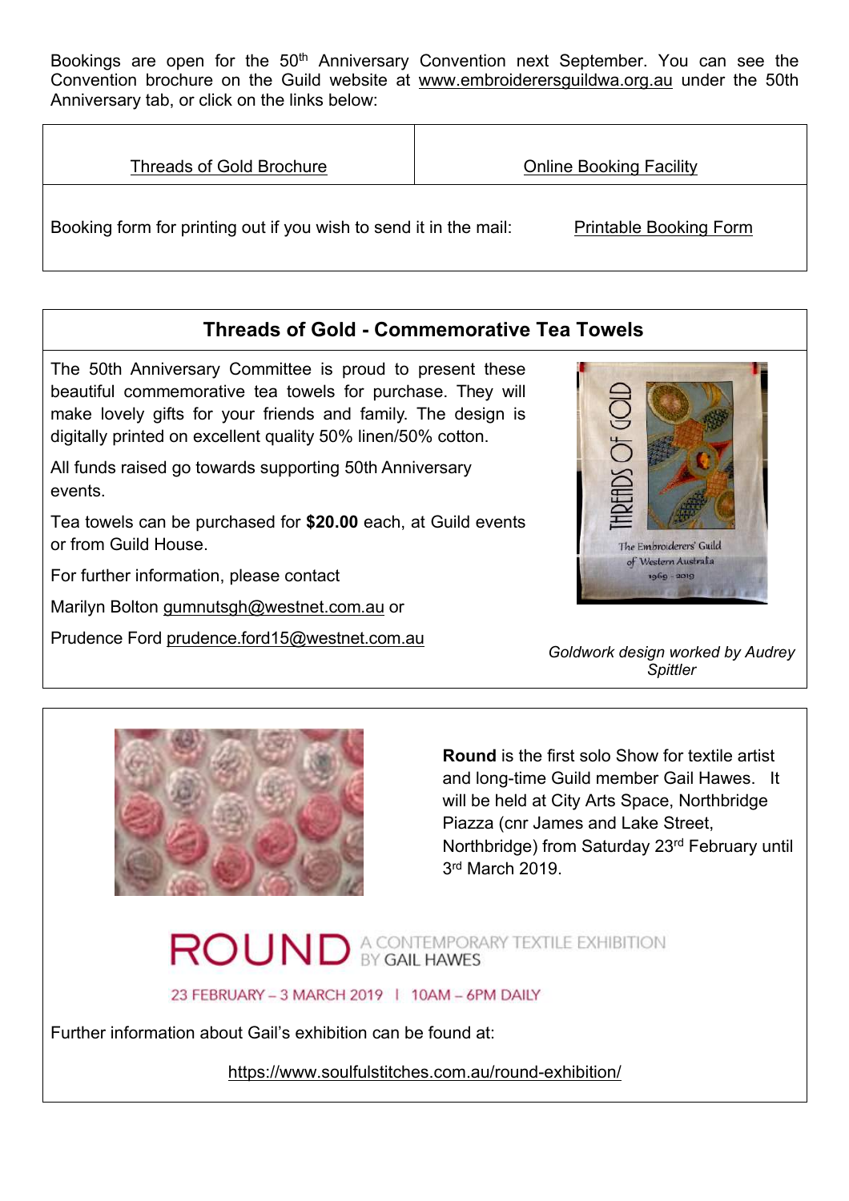Bookings are open for the 50th Anniversary Convention next September. You can see the Convention brochure on the Guild website at www.embroiderersguildwa.org.au under the 50th Anniversary tab, or click on the links below:

| Threads of Gold Brochure | Online Booking Facility |
|---|---|
| Booking form for printing out if you wish to send it in the mail: | Printable Booking Form |

## Threads of Gold - Commemorative Tea Towels

The 50th Anniversary Committee is proud to present these beautiful commemorative tea towels for purchase. They will make lovely gifts for your friends and family. The design is digitally printed on excellent quality 50% linen/50% cotton.

All funds raised go towards supporting 50th Anniversary events.

Tea towels can be purchased for **$20.00** each, at Guild events or from Guild House.

For further information, please contact

Marilyn Bolton gumnutsgh@westnet.com.au or

Prudence Ford prudence.ford15@westnet.com.au

*Goldwork design worked by Audrey Spittler*

**Round** is the first solo Show for textile artist and long-time Guild member Gail Hawes. It will be held at City Arts Space, Northbridge Piazza (cnr James and Lake Street, Northbridge) from Saturday 23rd February until 3rd March 2019.

ROUND A CONTEMPORARY TEXTILE EXHIBITION BY GAIL HAWES

23 FEBRUARY – 3 MARCH 2019 | 10AM – 6PM DAILY

Further information about Gail's exhibition can be found at:

https://www.soulfulstitches.com.au/round-exhibition/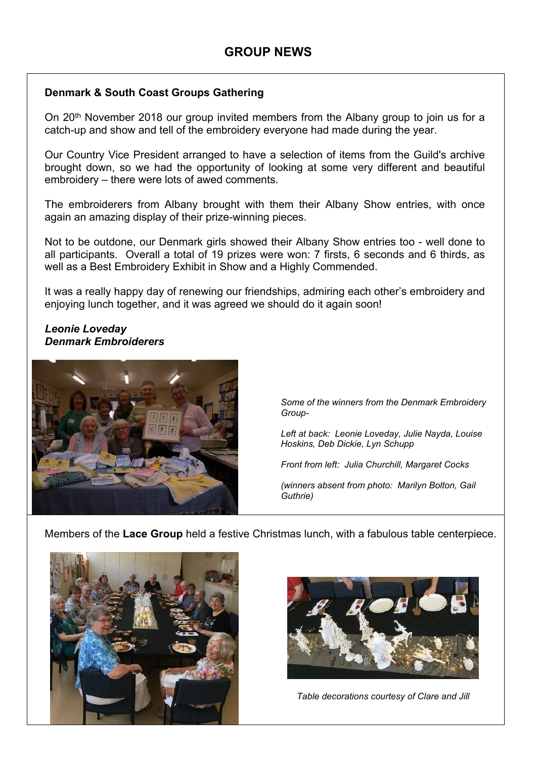# GROUP NEWS

**Denmark & South Coast Groups Gathering**

On 20th November 2018 our group invited members from the Albany group to join us for a catch-up and show and tell of the embroidery everyone had made during the year.

Our Country Vice President arranged to have a selection of items from the Guild's archive brought down, so we had the opportunity of looking at some very different and beautiful embroidery – there were lots of awed comments.

The embroiderers from Albany brought with them their Albany Show entries, with once again an amazing display of their prize-winning pieces.

Not to be outdone, our Denmark girls showed their Albany Show entries too - well done to all participants. Overall a total of 19 prizes were won: 7 firsts, 6 seconds and 6 thirds, as well as a Best Embroidery Exhibit in Show and a Highly Commended.

It was a really happy day of renewing our friendships, admiring each other's embroidery and enjoying lunch together, and it was agreed we should do it again soon!

***Leonie Loveday***
***Denmark Embroiderers***

*Some of the winners from the Denmark Embroidery Group-*

*Left at back: Leonie Loveday, Julie Nayda, Louise Hoskins, Deb Dickie, Lyn Schupp*

*Front from left: Julia Churchill, Margaret Cocks*

*(winners absent from photo: Marilyn Bolton, Gail Guthrie)*

Members of the **Lace Group** held a festive Christmas lunch, with a fabulous table centerpiece.

*Table decorations courtesy of Clare and Jill*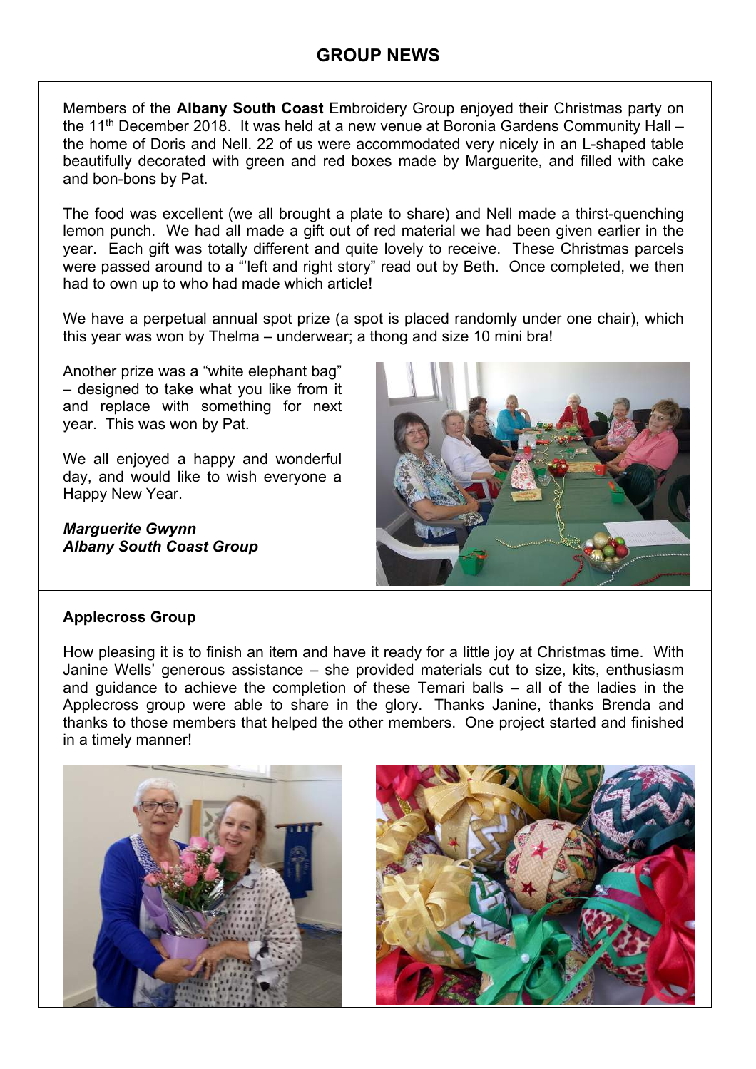## GROUP NEWS

Members of the **Albany South Coast** Embroidery Group enjoyed their Christmas party on the 11th December 2018. It was held at a new venue at Boronia Gardens Community Hall – the home of Doris and Nell. 22 of us were accommodated very nicely in an L-shaped table beautifully decorated with green and red boxes made by Marguerite, and filled with cake and bon-bons by Pat.

The food was excellent (we all brought a plate to share) and Nell made a thirst-quenching lemon punch. We had all made a gift out of red material we had been given earlier in the year. Each gift was totally different and quite lovely to receive. These Christmas parcels were passed around to a "'left and right story" read out by Beth. Once completed, we then had to own up to who had made which article!

We have a perpetual annual spot prize (a spot is placed randomly under one chair), which this year was won by Thelma – underwear; a thong and size 10 mini bra!

Another prize was a "white elephant bag" – designed to take what you like from it and replace with something for next year. This was won by Pat.

We all enjoyed a happy and wonderful day, and would like to wish everyone a Happy New Year.

***Marguerite Gwynn***
***Albany South Coast Group***

**Applecross Group**

How pleasing it is to finish an item and have it ready for a little joy at Christmas time. With Janine Wells' generous assistance – she provided materials cut to size, kits, enthusiasm and guidance to achieve the completion of these Temari balls – all of the ladies in the Applecross group were able to share in the glory. Thanks Janine, thanks Brenda and thanks to those members that helped the other members. One project started and finished in a timely manner!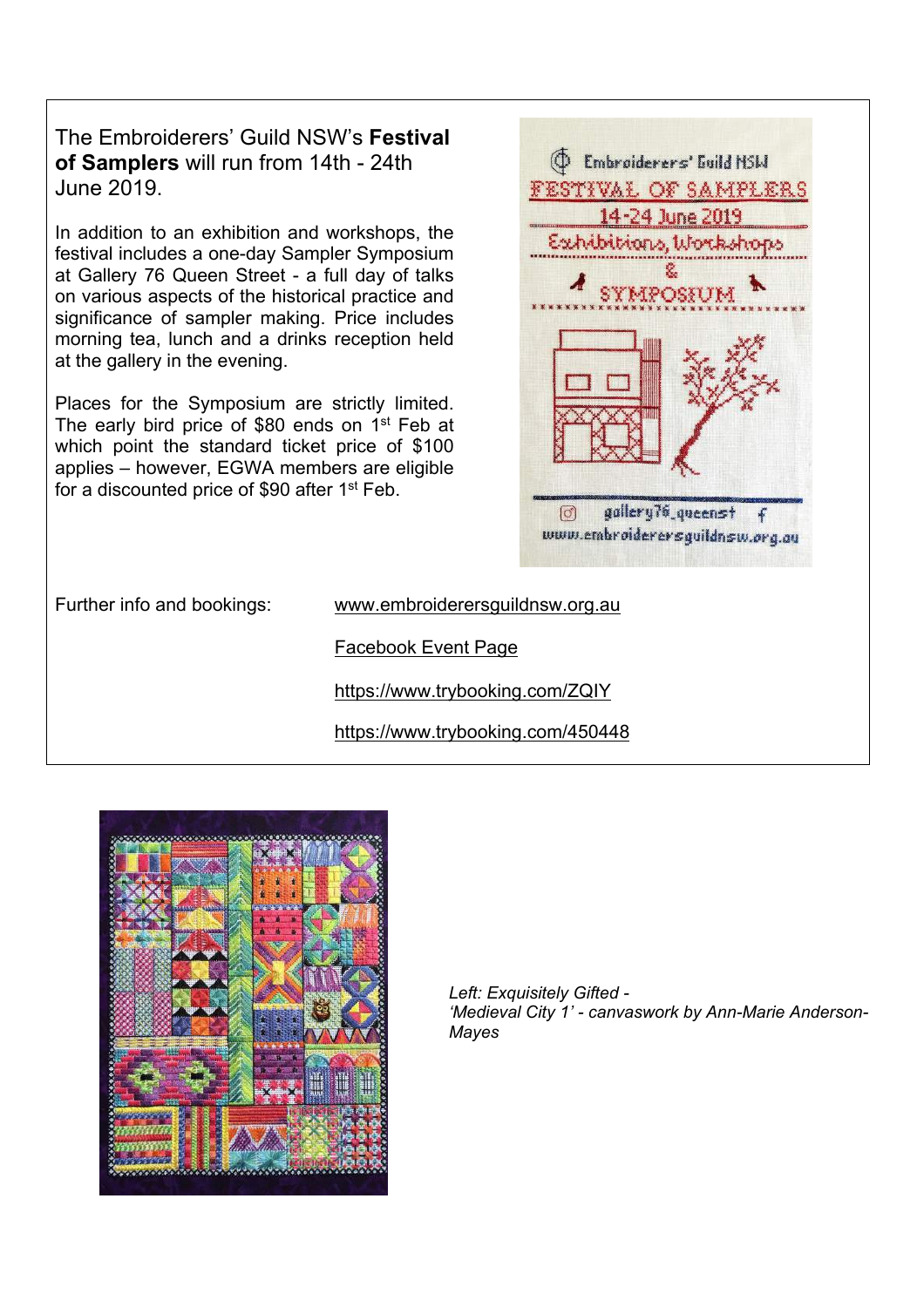The Embroiderers' Guild NSW's **Festival of Samplers** will run from 14th - 24th June 2019.

In addition to an exhibition and workshops, the festival includes a one-day Sampler Symposium at Gallery 76 Queen Street - a full day of talks on various aspects of the historical practice and significance of sampler making. Price includes morning tea, lunch and a drinks reception held at the gallery in the evening.

Places for the Symposium are strictly limited. The early bird price of $80 ends on 1st Feb at which point the standard ticket price of $100 applies – however, EGWA members are eligible for a discounted price of $90 after 1st Feb.

Further info and bookings:

www.embroiderersguildnsw.org.au

Facebook Event Page

https://www.trybooking.com/ZQIY

https://www.trybooking.com/450448

*Left: Exquisitely Gifted - 'Medieval City 1' - canvaswork by Ann-Marie Anderson-Mayes*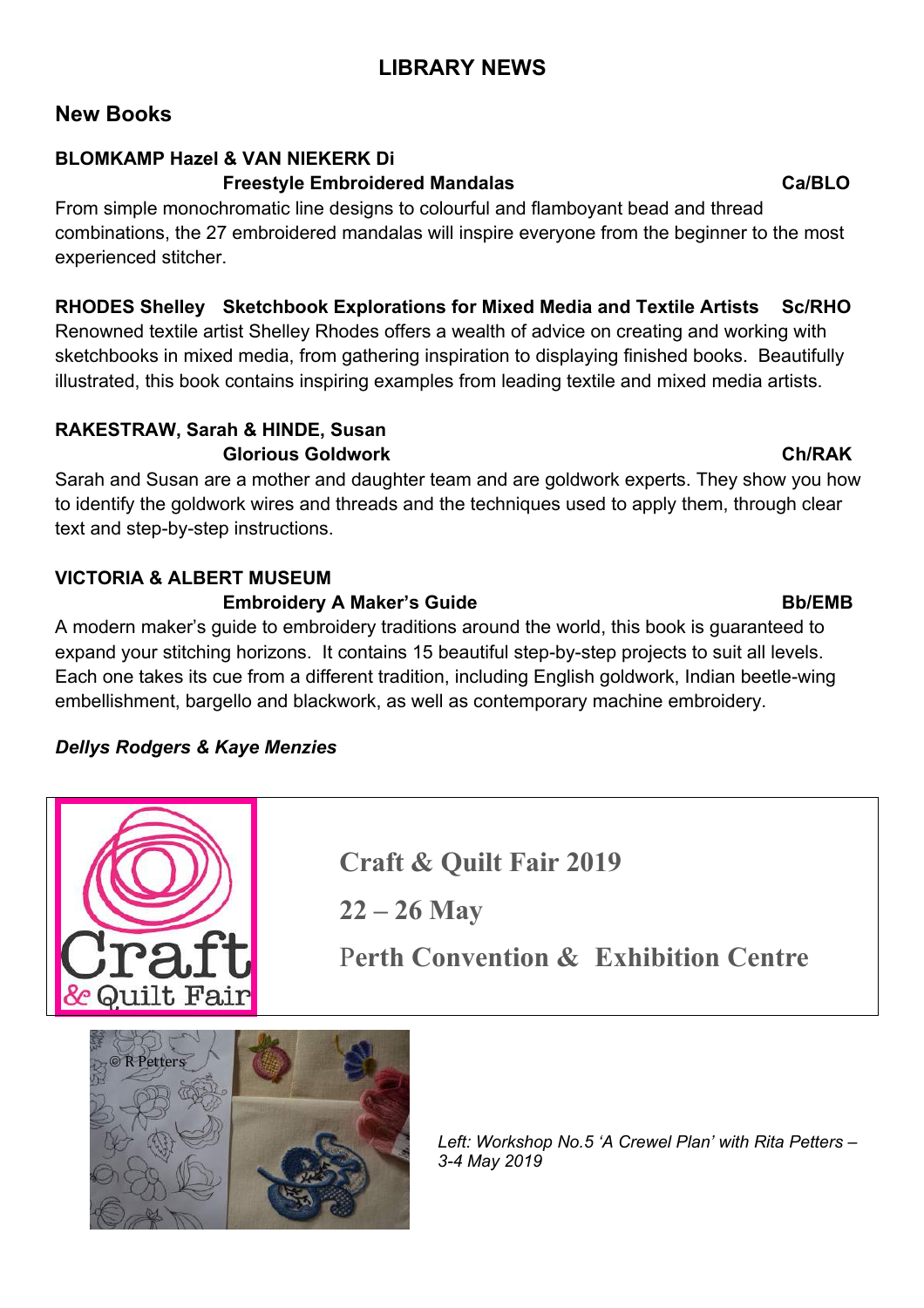# LIBRARY NEWS

## New Books

**BLOMKAMP Hazel & VAN NIEKERK Di**
**Freestyle Embroidered Mandalas** **Ca/BLO**

From simple monochromatic line designs to colourful and flamboyant bead and thread combinations, the 27 embroidered mandalas will inspire everyone from the beginner to the most experienced stitcher.

**RHODES Shelley Sketchbook Explorations for Mixed Media and Textile Artists Sc/RHO**

Renowned textile artist Shelley Rhodes offers a wealth of advice on creating and working with sketchbooks in mixed media, from gathering inspiration to displaying finished books. Beautifully illustrated, this book contains inspiring examples from leading textile and mixed media artists.

**RAKESTRAW, Sarah & HINDE, Susan**
**Glorious Goldwork** **Ch/RAK**

Sarah and Susan are a mother and daughter team and are goldwork experts. They show you how to identify the goldwork wires and threads and the techniques used to apply them, through clear text and step-by-step instructions.

**VICTORIA & ALBERT MUSEUM**
**Embroidery A Maker's Guide** **Bb/EMB**

A modern maker's guide to embroidery traditions around the world, this book is guaranteed to expand your stitching horizons. It contains 15 beautiful step-by-step projects to suit all levels. Each one takes its cue from a different tradition, including English goldwork, Indian beetle-wing embellishment, bargello and blackwork, as well as contemporary machine embroidery.

***Dellys Rodgers & Kaye Menzies***

**Craft & Quilt Fair 2019**

**22 – 26 May**

**Perth Convention & Exhibition Centre**

*Left: Workshop No.5 'A Crewel Plan' with Rita Petters – 3-4 May 2019*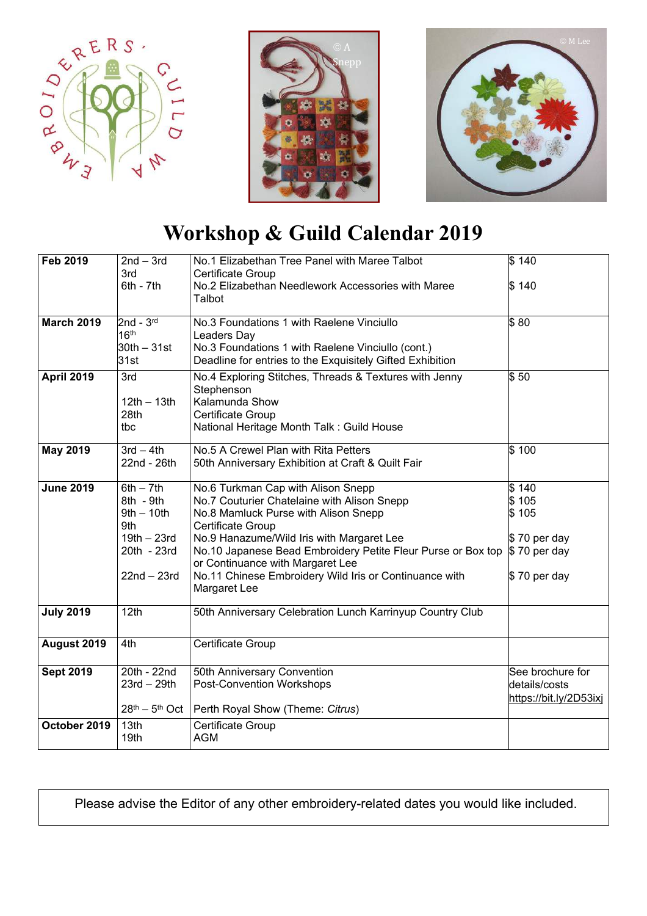# Workshop & Guild Calendar 2019

| | | | |
|---|---|---|---|
| **Feb 2019** | 2nd – 3rd<br>3rd<br>6th - 7th | No.1 Elizabethan Tree Panel with Maree Talbot<br>Certificate Group<br>No.2 Elizabethan Needlework Accessories with Maree Talbot | $ 140<br><br>$ 140 |
| **March 2019** | 2nd - 3rd<br>16th<br>30th – 31st<br>31st | No.3 Foundations 1 with Raelene Vinciullo<br>Leaders Day<br>No.3 Foundations 1 with Raelene Vinciullo (cont.)<br>Deadline for entries to the Exquisitely Gifted Exhibition | $ 80 |
| **April 2019** | 3rd<br><br>12th – 13th<br>28th<br>tbc | No.4 Exploring Stitches, Threads & Textures with Jenny Stephenson<br>Kalamunda Show<br>Certificate Group<br>National Heritage Month Talk : Guild House | $ 50 |
| **May 2019** | 3rd – 4th<br>22nd - 26th | No.5 A Crewel Plan with Rita Petters<br>50th Anniversary Exhibition at Craft & Quilt Fair | $ 100 |
| **June 2019** | 6th – 7th<br>8th - 9th<br>9th – 10th<br>9th<br>19th – 23rd<br>20th - 23rd<br><br>22nd – 23rd | No.6 Turkman Cap with Alison Snepp<br>No.7 Couturier Chatelaine with Alison Snepp<br>No.8 Mamluck Purse with Alison Snepp<br>Certificate Group<br>No.9 Hanazume/Wild Iris with Margaret Lee<br>No.10 Japanese Bead Embroidery Petite Fleur Purse or Box top or Continuance with Margaret Lee<br>No.11 Chinese Embroidery Wild Iris or Continuance with Margaret Lee | $ 140<br>$ 105<br>$ 105<br><br>$ 70 per day<br>$ 70 per day<br><br>$ 70 per day |
| **July 2019** | 12th | 50th Anniversary Celebration Lunch Karrinyup Country Club | |
| **August 2019** | 4th | Certificate Group | |
| **Sept 2019** | 20th - 22nd<br>23rd – 29th<br><br>28th – 5th Oct | 50th Anniversary Convention<br>Post-Convention Workshops<br><br>Perth Royal Show (Theme: *Citrus*) | See brochure for details/costs<br>https://bit.ly/2D53ixj |
| **October 2019** | 13th<br>19th | Certificate Group<br>AGM | |

Please advise the Editor of any other embroidery-related dates you would like included.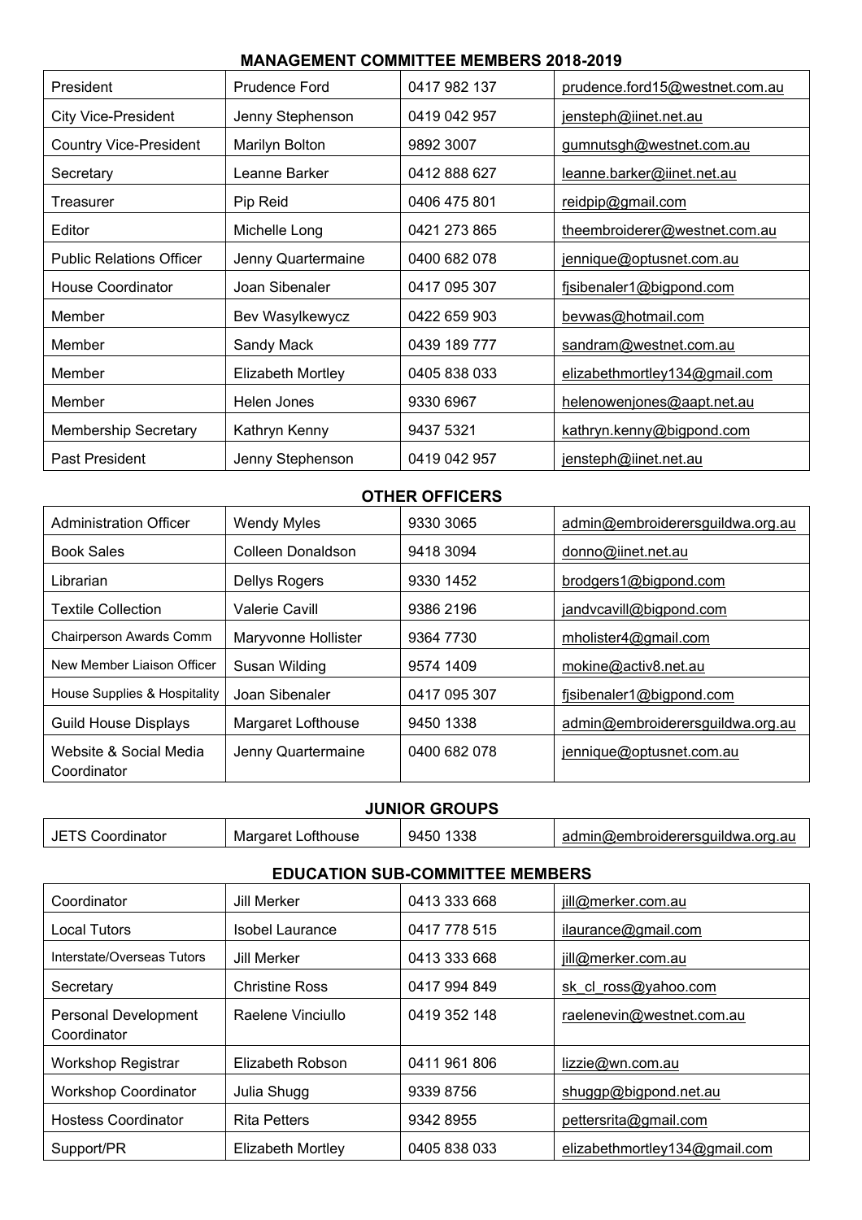## MANAGEMENT COMMITTEE MEMBERS 2018-2019

| | | | |
|---|---|---|---|
| President | Prudence Ford | 0417 982 137 | prudence.ford15@westnet.com.au |
| City Vice-President | Jenny Stephenson | 0419 042 957 | jensteph@iinet.net.au |
| Country Vice-President | Marilyn Bolton | 9892 3007 | gumnutsgh@westnet.com.au |
| Secretary | Leanne Barker | 0412 888 627 | leanne.barker@iinet.net.au |
| Treasurer | Pip Reid | 0406 475 801 | reidpip@gmail.com |
| Editor | Michelle Long | 0421 273 865 | theembroiderer@westnet.com.au |
| Public Relations Officer | Jenny Quartermaine | 0400 682 078 | jennique@optusnet.com.au |
| House Coordinator | Joan Sibenaler | 0417 095 307 | fjsibenaler1@bigpond.com |
| Member | Bev Wasylkewycz | 0422 659 903 | bevwas@hotmail.com |
| Member | Sandy Mack | 0439 189 777 | sandram@westnet.com.au |
| Member | Elizabeth Mortley | 0405 838 033 | elizabethmortley134@gmail.com |
| Member | Helen Jones | 9330 6967 | helenowenjones@aapt.net.au |
| Membership Secretary | Kathryn Kenny | 9437 5321 | kathryn.kenny@bigpond.com |
| Past President | Jenny Stephenson | 0419 042 957 | jensteph@iinet.net.au |

## OTHER OFFICERS

| | | | |
|---|---|---|---|
| Administration Officer | Wendy Myles | 9330 3065 | admin@embroiderersguildwa.org.au |
| Book Sales | Colleen Donaldson | 9418 3094 | donno@iinet.net.au |
| Librarian | Dellys Rogers | 9330 1452 | brodgers1@bigpond.com |
| Textile Collection | Valerie Cavill | 9386 2196 | jandvcavill@bigpond.com |
| Chairperson Awards Comm | Maryvonne Hollister | 9364 7730 | mholister4@gmail.com |
| New Member Liaison Officer | Susan Wilding | 9574 1409 | mokine@activ8.net.au |
| House Supplies & Hospitality | Joan Sibenaler | 0417 095 307 | fjsibenaler1@bigpond.com |
| Guild House Displays | Margaret Lofthouse | 9450 1338 | admin@embroiderersguildwa.org.au |
| Website & Social Media Coordinator | Jenny Quartermaine | 0400 682 078 | jennique@optusnet.com.au |

## JUNIOR GROUPS

| | | | |
|---|---|---|---|
| JETS Coordinator | Margaret Lofthouse | 9450 1338 | admin@embroiderersguildwa.org.au |

## EDUCATION SUB-COMMITTEE MEMBERS

| | | | |
|---|---|---|---|
| Coordinator | Jill Merker | 0413 333 668 | jill@merker.com.au |
| Local Tutors | Isobel Laurance | 0417 778 515 | ilaurance@gmail.com |
| Interstate/Overseas Tutors | Jill Merker | 0413 333 668 | jill@merker.com.au |
| Secretary | Christine Ross | 0417 994 849 | sk_cl_ross@yahoo.com |
| Personal Development Coordinator | Raelene Vinciullo | 0419 352 148 | raelenevin@westnet.com.au |
| Workshop Registrar | Elizabeth Robson | 0411 961 806 | lizzie@wn.com.au |
| Workshop Coordinator | Julia Shugg | 9339 8756 | shuggp@bigpond.net.au |
| Hostess Coordinator | Rita Petters | 9342 8955 | pettersrita@gmail.com |
| Support/PR | Elizabeth Mortley | 0405 838 033 | elizabethmortley134@gmail.com |